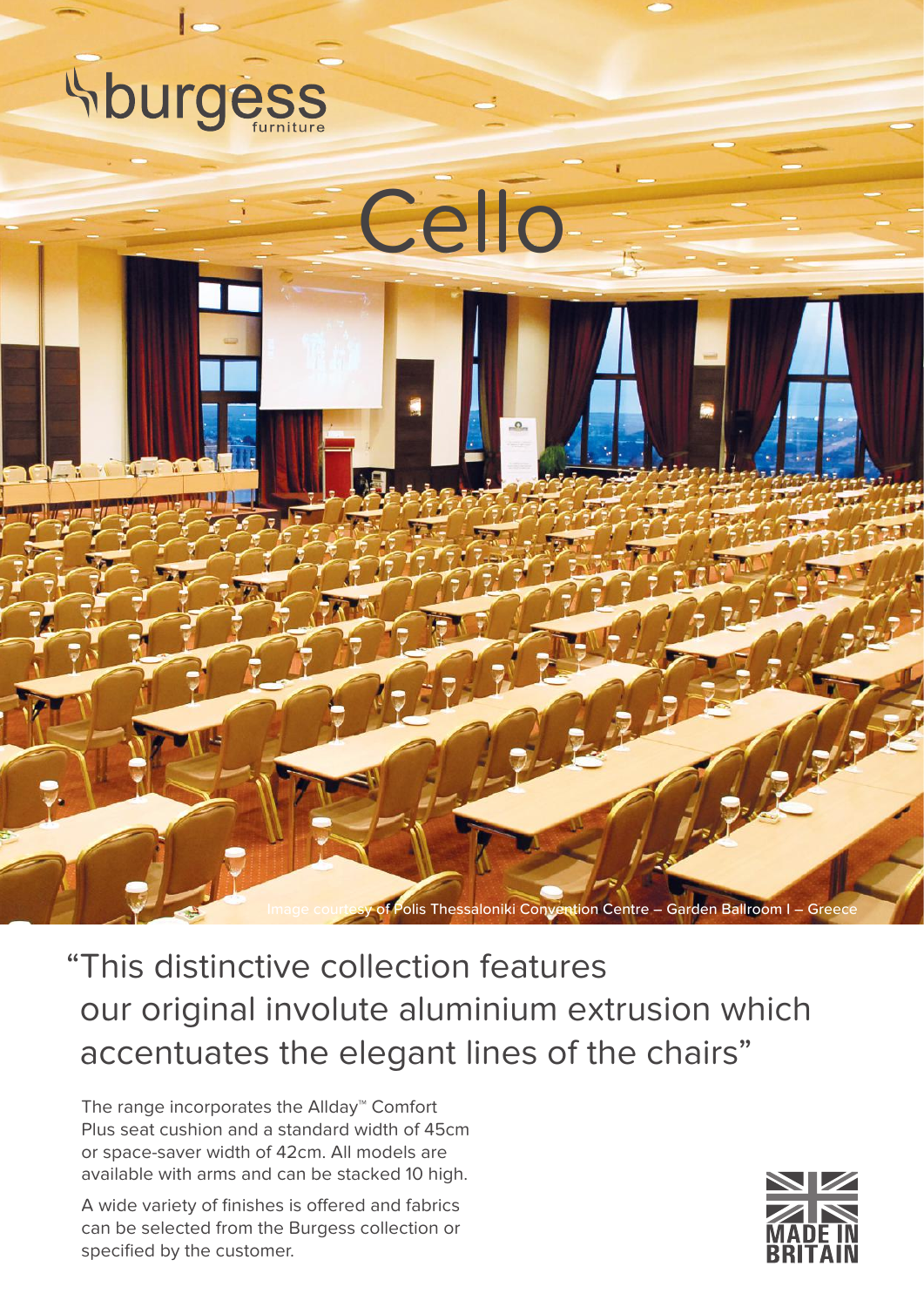burgess furniture

# Cello

Image courtesy of Polis Thessaloniki Convention Centre – Garden Ballroom I – Greece

## "This distinctive collection features our original involute aluminium extrusion which accentuates the elegant lines of the chairs"

The range incorporates the Allday™ Comfort Plus seat cushion and a standard width of 45cm or space-saver width of 42cm. All models are available with arms and can be stacked 10 high.

A wide variety of finishes is offered and fabrics can be selected from the Burgess collection or specified by the customer.

MADE IN BRITAIN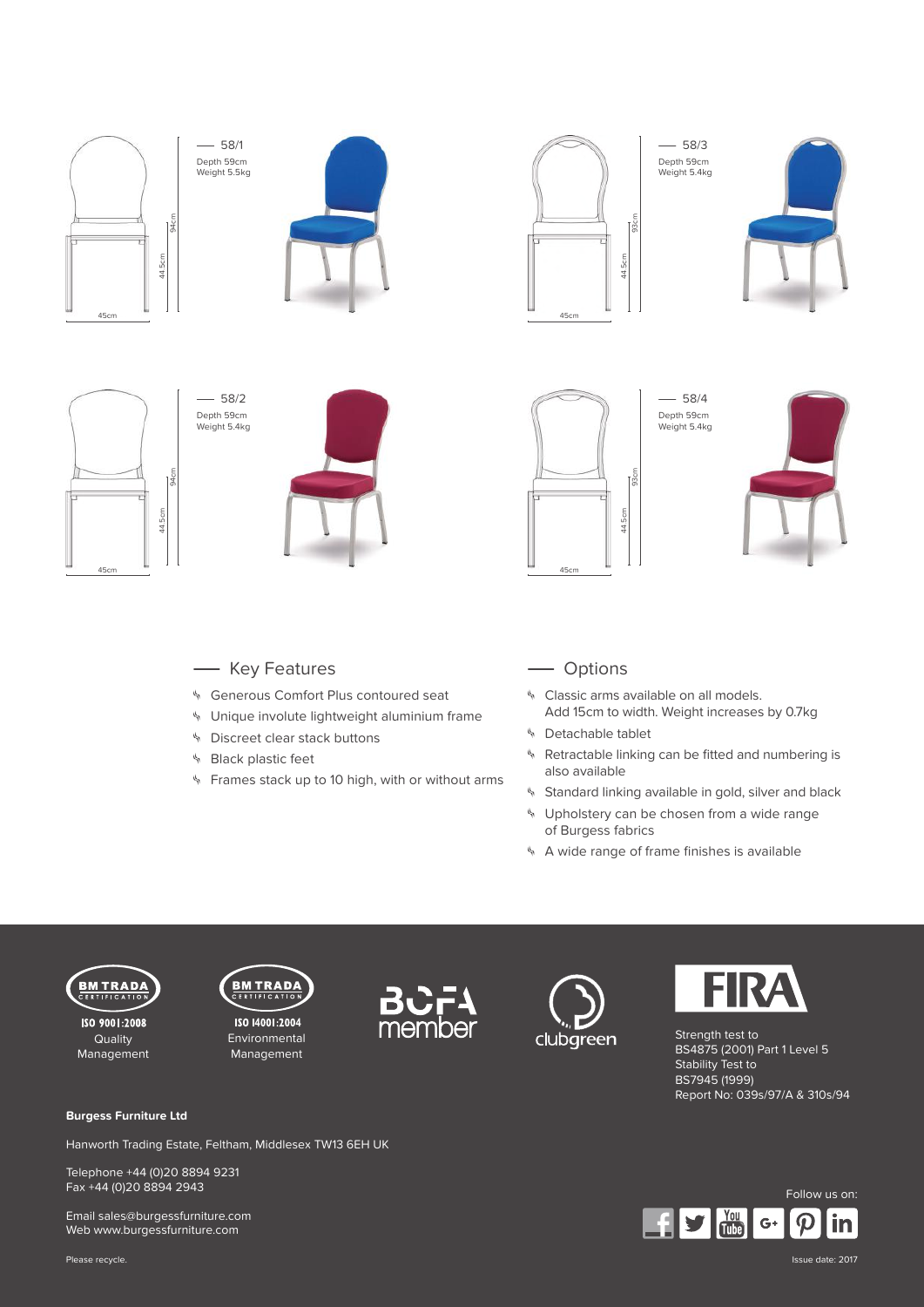## 58/1

Depth 59cm
Weight 5.5kg

94cm
44.5cm
45cm

## 58/3

Depth 59cm
Weight 5.4kg

93cm
44.5cm
45cm

## 58/2

Depth 59cm
Weight 5.4kg

94cm
44.5cm
45cm

## 58/4

Depth 59cm
Weight 5.4kg

93cm
44.5cm
45cm

## Key Features

- Generous Comfort Plus contoured seat
- Unique involute lightweight aluminium frame
- Discreet clear stack buttons
- Black plastic feet
- Frames stack up to 10 high, with or without arms

## Options

- Classic arms available on all models. Add 15cm to width. Weight increases by 0.7kg
- Detachable tablet
- Retractable linking can be fitted and numbering is also available
- Standard linking available in gold, silver and black
- Upholstery can be chosen from a wide range of Burgess fabrics
- A wide range of frame finishes is available

BM TRADA CERTIFICATION
ISO 9001:2008
Quality Management

BM TRADA CERTIFICATION
ISO 14001:2004
Environmental Management

BCFA member

clubgreen

FIRA

Strength test to BS4875 (2001) Part 1 Level 5
Stability Test to BS7945 (1999)
Report No: 039s/97/A & 310s/94

**Burgess Furniture Ltd**

Hanworth Trading Estate, Feltham, Middlesex TW13 6EH UK

Telephone +44 (0)20 8894 9231
Fax +44 (0)20 8894 2943

Email sales@burgessfurniture.com
Web www.burgessfurniture.com

Follow us on:

Please recycle.

Issue date: 2017